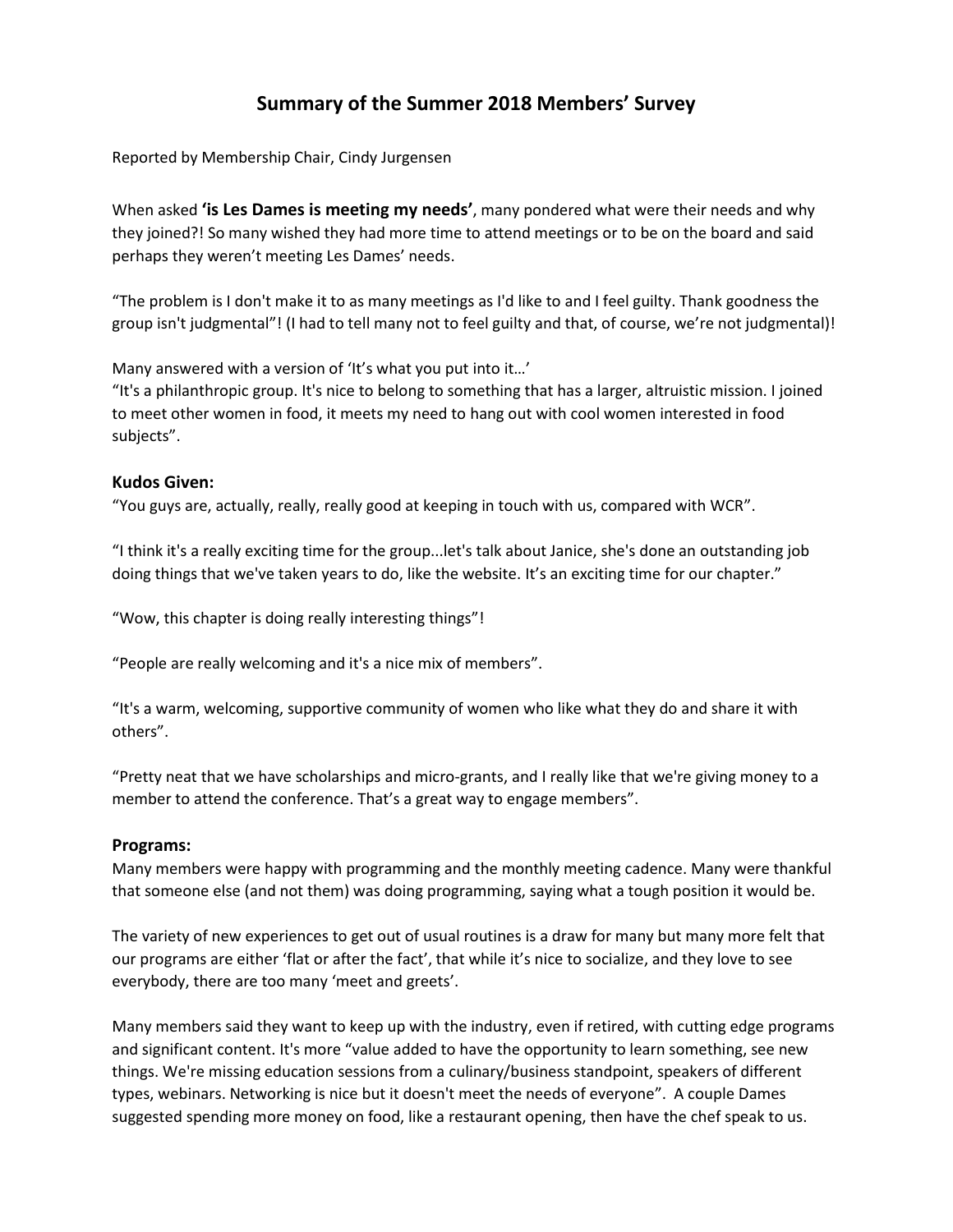// Summary of the Summer 2018 Members' Survey

Reported by Membership Chair, Cindy Jurgensen

When asked **'is Les Dames is meeting my needs'**, many pondered what were their needs and why they joined?! So many wished they had more time to attend meetings or to be on the board and said perhaps they weren't meeting Les Dames' needs.

"The problem is I don't make it to as many meetings as I'd like to and I feel guilty. Thank goodness the group isn't judgmental"! (I had to tell many not to feel guilty and that, of course, we're not judgmental)!

Many answered with a version of 'It's what you put into it…'
"It's a philanthropic group. It's nice to belong to something that has a larger, altruistic mission. I joined to meet other women in food, it meets my need to hang out with cool women interested in food subjects".

## Kudos Given:

"You guys are, actually, really, really good at keeping in touch with us, compared with WCR".

"I think it's a really exciting time for the group...let's talk about Janice, she's done an outstanding job doing things that we've taken years to do, like the website. It's an exciting time for our chapter."

"Wow, this chapter is doing really interesting things"!

"People are really welcoming and it's a nice mix of members".

"It's a warm, welcoming, supportive community of women who like what they do and share it with others".

"Pretty neat that we have scholarships and micro-grants, and I really like that we're giving money to a member to attend the conference. That's a great way to engage members".

## Programs:

Many members were happy with programming and the monthly meeting cadence. Many were thankful that someone else (and not them) was doing programming, saying what a tough position it would be.

The variety of new experiences to get out of usual routines is a draw for many but many more felt that our programs are either 'flat or after the fact', that while it's nice to socialize, and they love to see everybody, there are too many 'meet and greets'.

Many members said they want to keep up with the industry, even if retired, with cutting edge programs and significant content. It's more "value added to have the opportunity to learn something, see new things. We're missing education sessions from a culinary/business standpoint, speakers of different types, webinars. Networking is nice but it doesn't meet the needs of everyone". A couple Dames suggested spending more money on food, like a restaurant opening, then have the chef speak to us.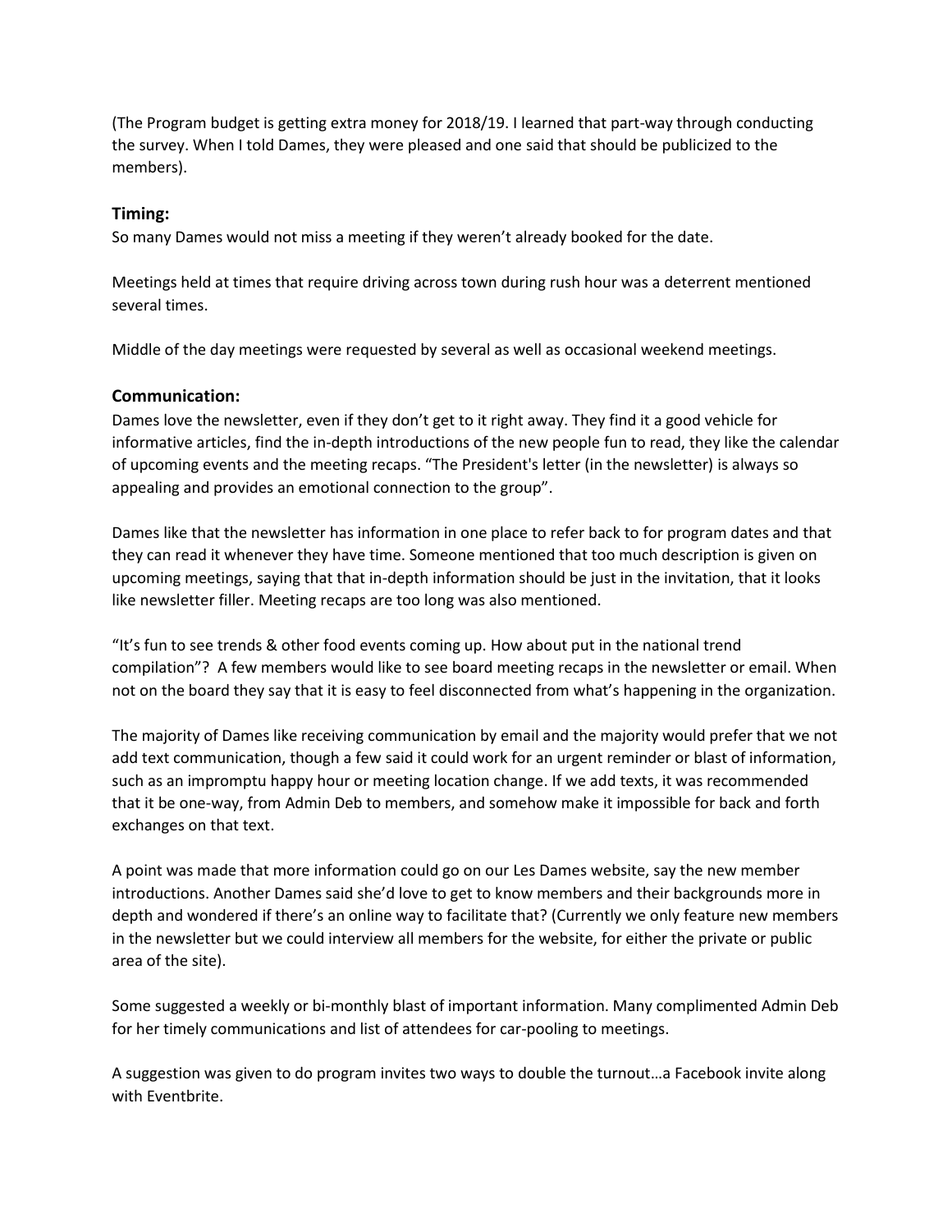(The Program budget is getting extra money for 2018/19. I learned that part-way through conducting the survey. When I told Dames, they were pleased and one said that should be publicized to the members).

### Timing:

So many Dames would not miss a meeting if they weren't already booked for the date.

Meetings held at times that require driving across town during rush hour was a deterrent mentioned several times.

Middle of the day meetings were requested by several as well as occasional weekend meetings.

### Communication:

Dames love the newsletter, even if they don't get to it right away. They find it a good vehicle for informative articles, find the in-depth introductions of the new people fun to read, they like the calendar of upcoming events and the meeting recaps. "The President's letter (in the newsletter) is always so appealing and provides an emotional connection to the group".

Dames like that the newsletter has information in one place to refer back to for program dates and that they can read it whenever they have time. Someone mentioned that too much description is given on upcoming meetings, saying that that in-depth information should be just in the invitation, that it looks like newsletter filler. Meeting recaps are too long was also mentioned.

"It's fun to see trends & other food events coming up. How about put in the national trend compilation"? A few members would like to see board meeting recaps in the newsletter or email. When not on the board they say that it is easy to feel disconnected from what's happening in the organization.

The majority of Dames like receiving communication by email and the majority would prefer that we not add text communication, though a few said it could work for an urgent reminder or blast of information, such as an impromptu happy hour or meeting location change. If we add texts, it was recommended that it be one-way, from Admin Deb to members, and somehow make it impossible for back and forth exchanges on that text.

A point was made that more information could go on our Les Dames website, say the new member introductions. Another Dames said she'd love to get to know members and their backgrounds more in depth and wondered if there's an online way to facilitate that? (Currently we only feature new members in the newsletter but we could interview all members for the website, for either the private or public area of the site).

Some suggested a weekly or bi-monthly blast of important information. Many complimented Admin Deb for her timely communications and list of attendees for car-pooling to meetings.

A suggestion was given to do program invites two ways to double the turnout…a Facebook invite along with Eventbrite.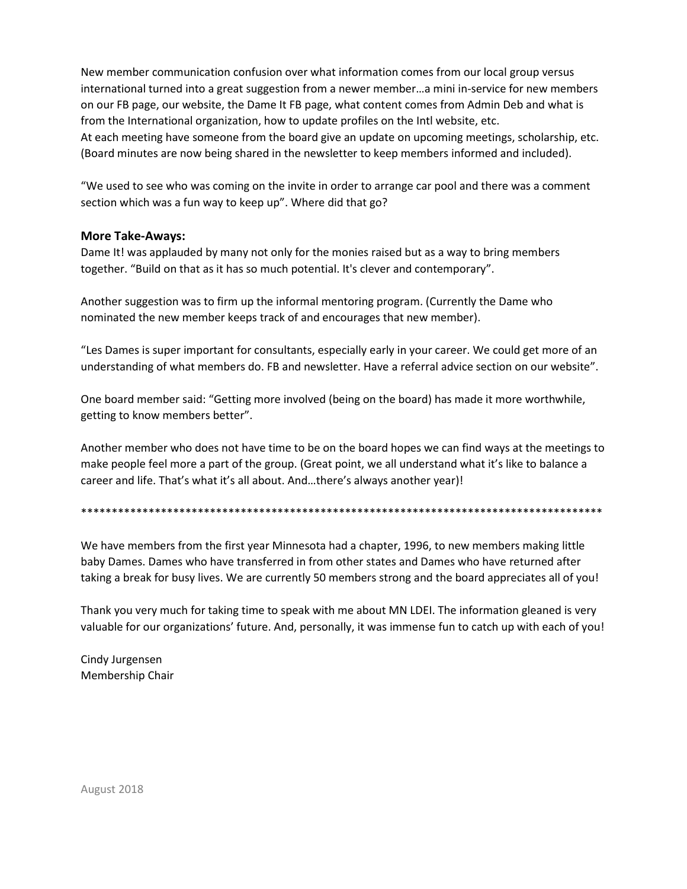New member communication confusion over what information comes from our local group versus international turned into a great suggestion from a newer member…a mini in-service for new members on our FB page, our website, the Dame It FB page, what content comes from Admin Deb and what is from the International organization, how to update profiles on the Intl website, etc.
At each meeting have someone from the board give an update on upcoming meetings, scholarship, etc. (Board minutes are now being shared in the newsletter to keep members informed and included).

"We used to see who was coming on the invite in order to arrange car pool and there was a comment section which was a fun way to keep up". Where did that go?

### More Take-Aways:

Dame It! was applauded by many not only for the monies raised but as a way to bring members together. "Build on that as it has so much potential. It's clever and contemporary".

Another suggestion was to firm up the informal mentoring program. (Currently the Dame who nominated the new member keeps track of and encourages that new member).

"Les Dames is super important for consultants, especially early in your career. We could get more of an understanding of what members do. FB and newsletter. Have a referral advice section on our website".

One board member said: "Getting more involved (being on the board) has made it more worthwhile, getting to know members better".

Another member who does not have time to be on the board hopes we can find ways at the meetings to make people feel more a part of the group. (Great point, we all understand what it's like to balance a career and life. That's what it's all about. And…there's always another year)!

******************************************************************************************

We have members from the first year Minnesota had a chapter, 1996, to new members making little baby Dames. Dames who have transferred in from other states and Dames who have returned after taking a break for busy lives. We are currently 50 members strong and the board appreciates all of you!

Thank you very much for taking time to speak with me about MN LDEI. The information gleaned is very valuable for our organizations' future. And, personally, it was immense fun to catch up with each of you!

Cindy Jurgensen
Membership Chair

August 2018